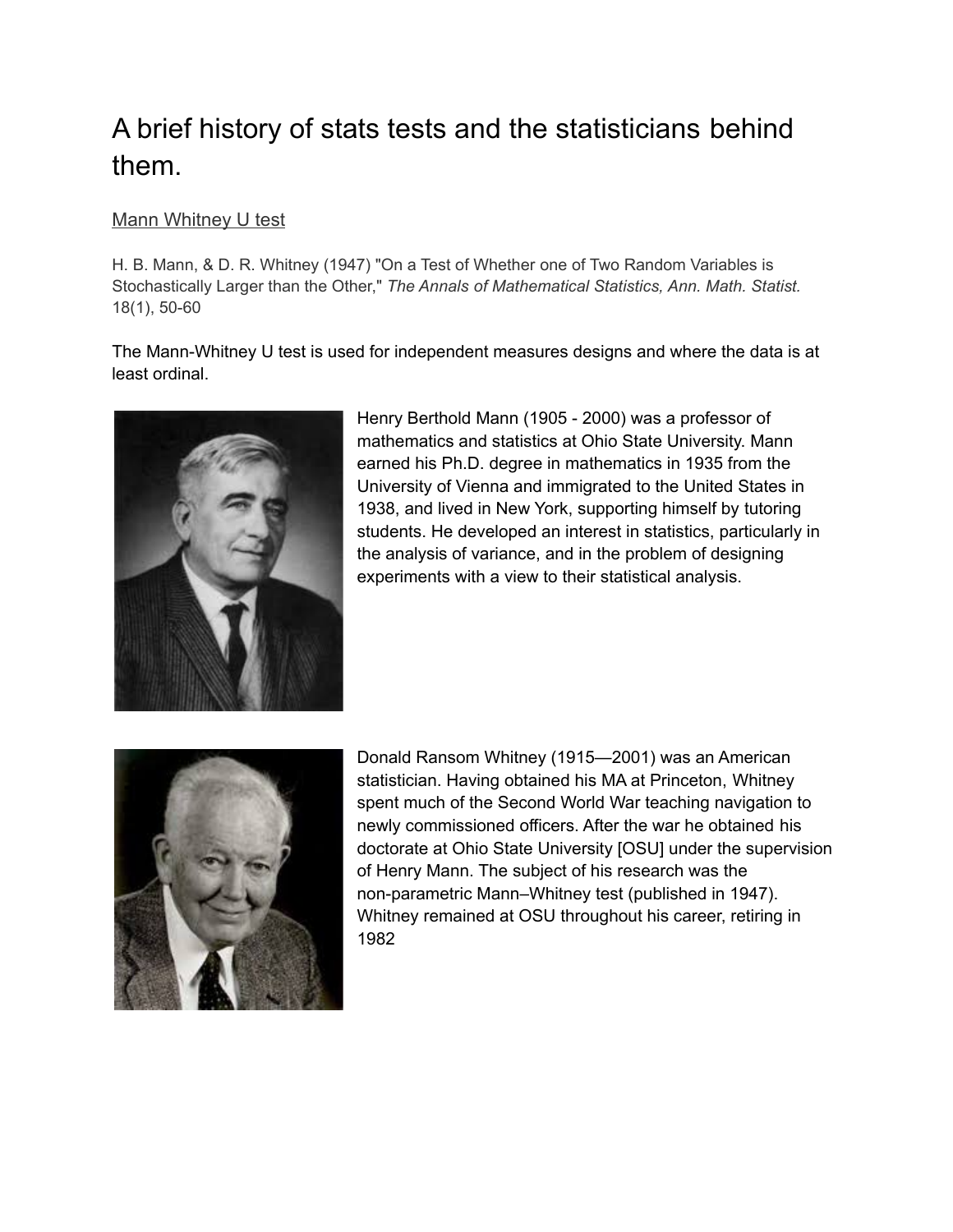# A brief history of stats tests and the statisticians behind them.

## Mann Whitney U test

H. B. Mann, & D. R. Whitney (1947) "On a Test of Whether one of Two Random Variables is Stochastically Larger than the Other," *The Annals of Mathematical Statistics, Ann. Math. Statist.* 18(1), 50-60

The Mann-Whitney U test is used for independent measures designs and where the data is at least ordinal.

Henry Berthold Mann (1905 - 2000) was a professor of mathematics and statistics at Ohio State University. Mann earned his Ph.D. degree in mathematics in 1935 from the University of Vienna and immigrated to the United States in 1938, and lived in New York, supporting himself by tutoring students. He developed an interest in statistics, particularly in the analysis of variance, and in the problem of designing experiments with a view to their statistical analysis.

Donald Ransom Whitney (1915—2001) was an American statistician. Having obtained his MA at Princeton, Whitney spent much of the Second World War teaching navigation to newly commissioned officers. After the war he obtained his doctorate at Ohio State University [OSU] under the supervision of Henry Mann. The subject of his research was the non-parametric Mann–Whitney test (published in 1947). Whitney remained at OSU throughout his career, retiring in 1982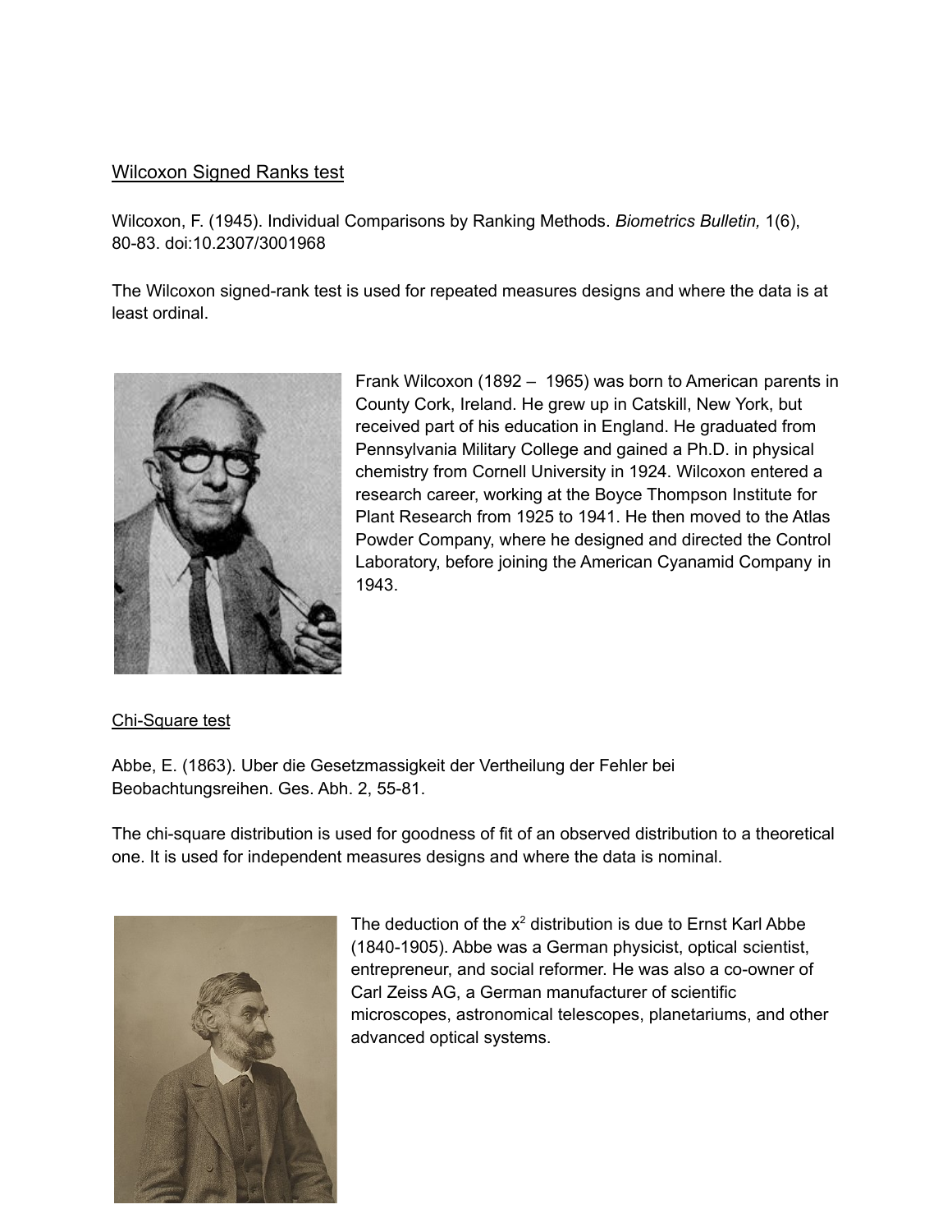## Wilcoxon Signed Ranks test

Wilcoxon, F. (1945). Individual Comparisons by Ranking Methods. *Biometrics Bulletin,* 1(6), 80-83. doi:10.2307/3001968

The Wilcoxon signed-rank test is used for repeated measures designs and where the data is at least ordinal.

Frank Wilcoxon (1892 – 1965) was born to American parents in County Cork, Ireland. He grew up in Catskill, New York, but received part of his education in England. He graduated from Pennsylvania Military College and gained a Ph.D. in physical chemistry from Cornell University in 1924. Wilcoxon entered a research career, working at the Boyce Thompson Institute for Plant Research from 1925 to 1941. He then moved to the Atlas Powder Company, where he designed and directed the Control Laboratory, before joining the American Cyanamid Company in 1943.

## Chi-Square test

Abbe, E. (1863). Uber die Gesetzmassigkeit der Vertheilung der Fehler bei Beobachtungsreihen. Ges. Abh. 2, 55-81.

The chi-square distribution is used for goodness of fit of an observed distribution to a theoretical one. It is used for independent measures designs and where the data is nominal.

The deduction of the $x^2$ distribution is due to Ernst Karl Abbe (1840-1905). Abbe was a German physicist, optical scientist, entrepreneur, and social reformer. He was also a co-owner of Carl Zeiss AG, a German manufacturer of scientific microscopes, astronomical telescopes, planetariums, and other advanced optical systems.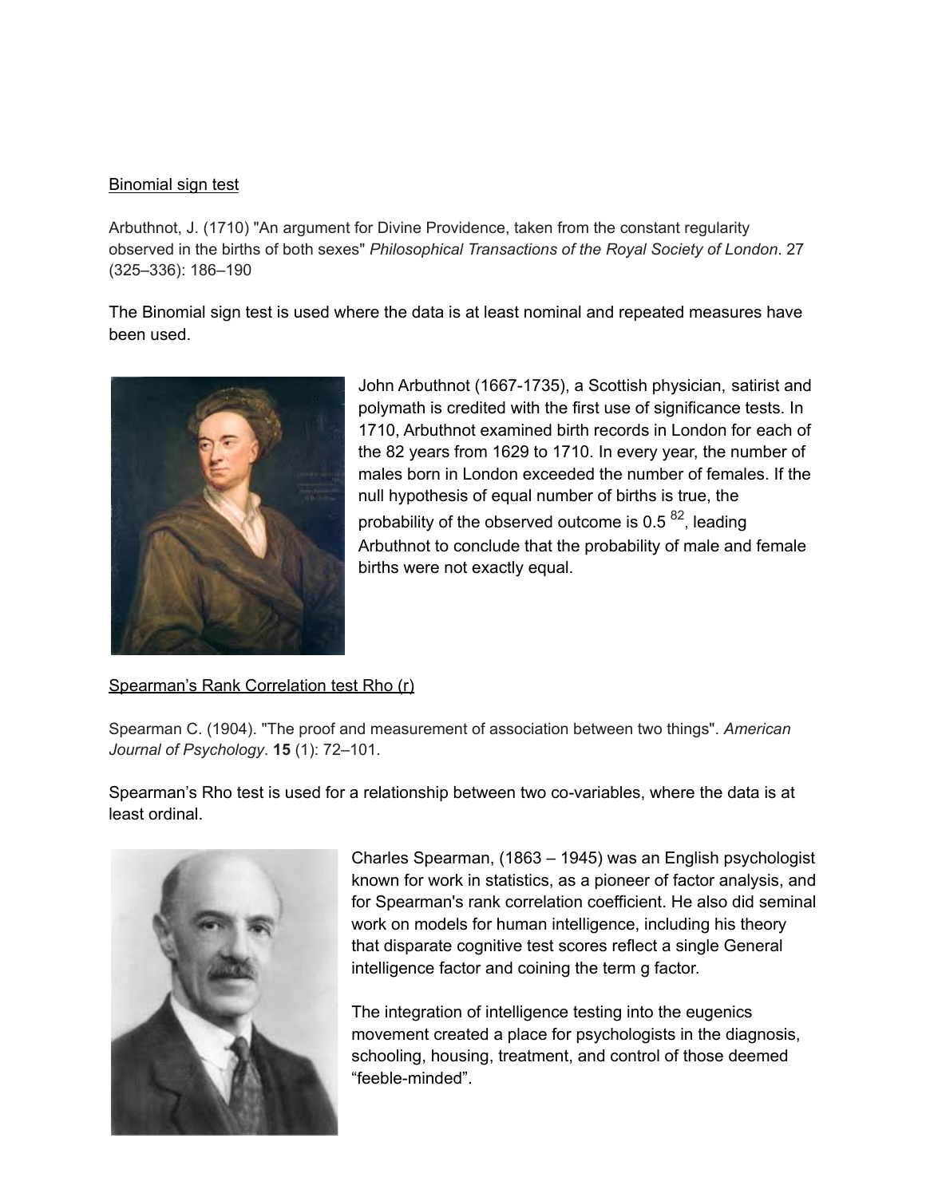## Binomial sign test

Arbuthnot, J. (1710) "An argument for Divine Providence, taken from the constant regularity observed in the births of both sexes" *Philosophical Transactions of the Royal Society of London*. 27 (325–336): 186–190

The Binomial sign test is used where the data is at least nominal and repeated measures have been used.

John Arbuthnot (1667-1735), a Scottish physician, satirist and polymath is credited with the first use of significance tests. In 1710, Arbuthnot examined birth records in London for each of the 82 years from 1629 to 1710. In every year, the number of males born in London exceeded the number of females. If the null hypothesis of equal number of births is true, the probability of the observed outcome is $0.5^{82}$, leading Arbuthnot to conclude that the probability of male and female births were not exactly equal.

## Spearman's Rank Correlation test Rho (r)

Spearman C. (1904). "The proof and measurement of association between two things". *American Journal of Psychology*. **15** (1): 72–101.

Spearman's Rho test is used for a relationship between two co-variables, where the data is at least ordinal.

Charles Spearman, (1863 – 1945) was an English psychologist known for work in statistics, as a pioneer of factor analysis, and for Spearman's rank correlation coefficient. He also did seminal work on models for human intelligence, including his theory that disparate cognitive test scores reflect a single General intelligence factor and coining the term g factor.

The integration of intelligence testing into the eugenics movement created a place for psychologists in the diagnosis, schooling, housing, treatment, and control of those deemed "feeble-minded".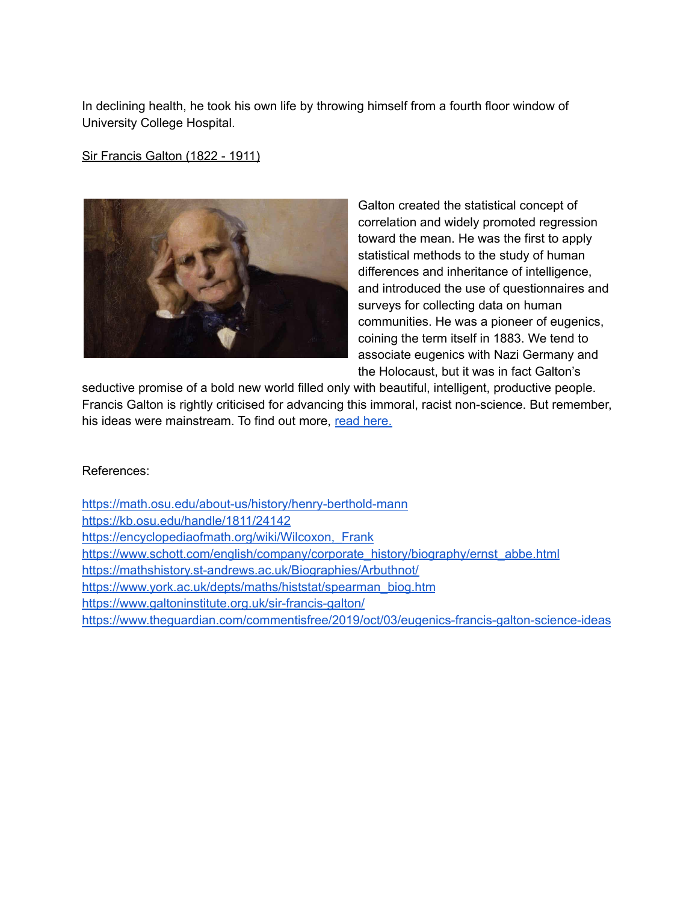In declining health, he took his own life by throwing himself from a fourth floor window of University College Hospital.

Sir Francis Galton (1822 - 1911)

Galton created the statistical concept of correlation and widely promoted regression toward the mean. He was the first to apply statistical methods to the study of human differences and inheritance of intelligence, and introduced the use of questionnaires and surveys for collecting data on human communities. He was a pioneer of eugenics, coining the term itself in 1883. We tend to associate eugenics with Nazi Germany and the Holocaust, but it was in fact Galton's seductive promise of a bold new world filled only with beautiful, intelligent, productive people. Francis Galton is rightly criticised for advancing this immoral, racist non-science. But remember, his ideas were mainstream. To find out more, [read here.](https://www.theguardian.com/commentisfree/2019/oct/03/eugenics-francis-galton-science-ideas)

References:

https://math.osu.edu/about-us/history/henry-berthold-mann
https://kb.osu.edu/handle/1811/24142
https://encyclopediaofmath.org/wiki/Wilcoxon,_Frank
https://www.schott.com/english/company/corporate_history/biography/ernst_abbe.html
https://mathshistory.st-andrews.ac.uk/Biographies/Arbuthnot/
https://www.york.ac.uk/depts/maths/histstat/spearman_biog.htm
https://www.galtoninstitute.org.uk/sir-francis-galton/
https://www.theguardian.com/commentisfree/2019/oct/03/eugenics-francis-galton-science-ideas